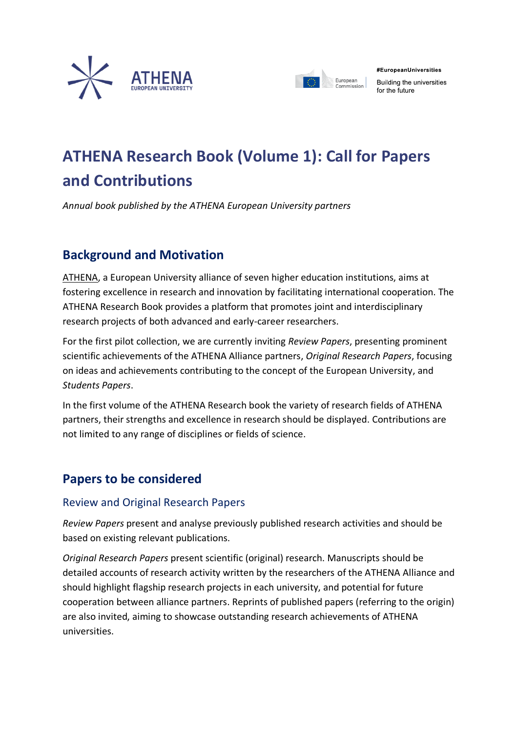# ATHENA Research Book (Volume 1): Call for Papers and Contributions

*Annual book published by the ATHENA European University partners*

## Background and Motivation

ATHENA, a European University alliance of seven higher education institutions, aims at fostering excellence in research and innovation by facilitating international cooperation. The ATHENA Research Book provides a platform that promotes joint and interdisciplinary research projects of both advanced and early-career researchers.

For the first pilot collection, we are currently inviting *Review Papers*, presenting prominent scientific achievements of the ATHENA Alliance partners, *Original Research Papers*, focusing on ideas and achievements contributing to the concept of the European University, and *Students Papers*.

In the first volume of the ATHENA Research book the variety of research fields of ATHENA partners, their strengths and excellence in research should be displayed. Contributions are not limited to any range of disciplines or fields of science.

## Papers to be considered

### Review and Original Research Papers

*Review Papers* present and analyse previously published research activities and should be based on existing relevant publications.

*Original Research Papers* present scientific (original) research. Manuscripts should be detailed accounts of research activity written by the researchers of the ATHENA Alliance and should highlight flagship research projects in each university, and potential for future cooperation between alliance partners. Reprints of published papers (referring to the origin) are also invited, aiming to showcase outstanding research achievements of ATHENA universities.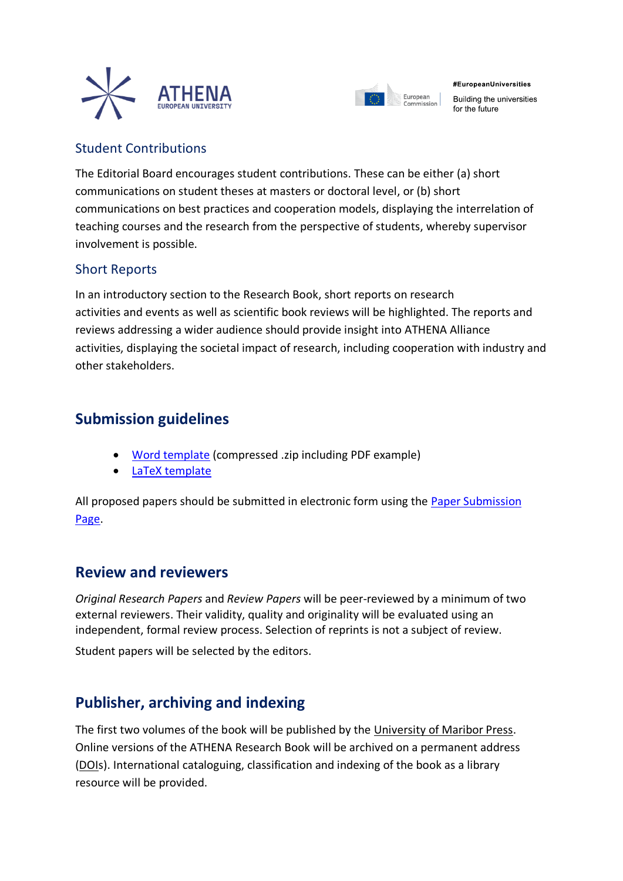## Student Contributions

The Editorial Board encourages student contributions. These can be either (a) short communications on student theses at masters or doctoral level, or (b) short communications on best practices and cooperation models, displaying the interrelation of teaching courses and the research from the perspective of students, whereby supervisor involvement is possible.

## Short Reports

In an introductory section to the Research Book, short reports on research activities and events as well as scientific book reviews will be highlighted. The reports and reviews addressing a wider audience should provide insight into ATHENA Alliance activities, displaying the societal impact of research, including cooperation with industry and other stakeholders.

# Submission guidelines

- Word template (compressed .zip including PDF example)
- LaTeX template

All proposed papers should be submitted in electronic form using the Paper Submission Page.

# Review and reviewers

*Original Research Papers* and *Review Papers* will be peer-reviewed by a minimum of two external reviewers. Their validity, quality and originality will be evaluated using an independent, formal review process. Selection of reprints is not a subject of review.

Student papers will be selected by the editors.

# Publisher, archiving and indexing

The first two volumes of the book will be published by the University of Maribor Press. Online versions of the ATHENA Research Book will be archived on a permanent address (DOIs). International cataloguing, classification and indexing of the book as a library resource will be provided.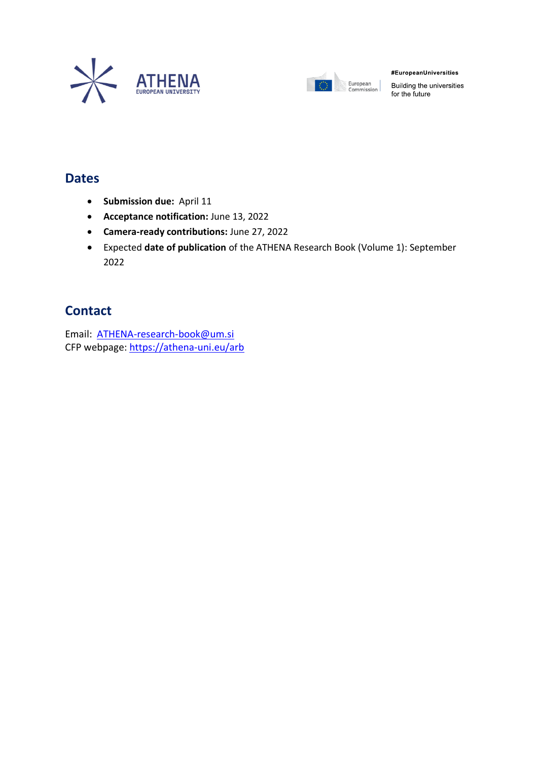## Dates

- **Submission due:** April 11
- **Acceptance notification:** June 13, 2022
- **Camera-ready contributions:** June 27, 2022
- Expected **date of publication** of the ATHENA Research Book (Volume 1): September 2022

## Contact

Email: ATHENA-research-book@um.si
CFP webpage: https://athena-uni.eu/arb